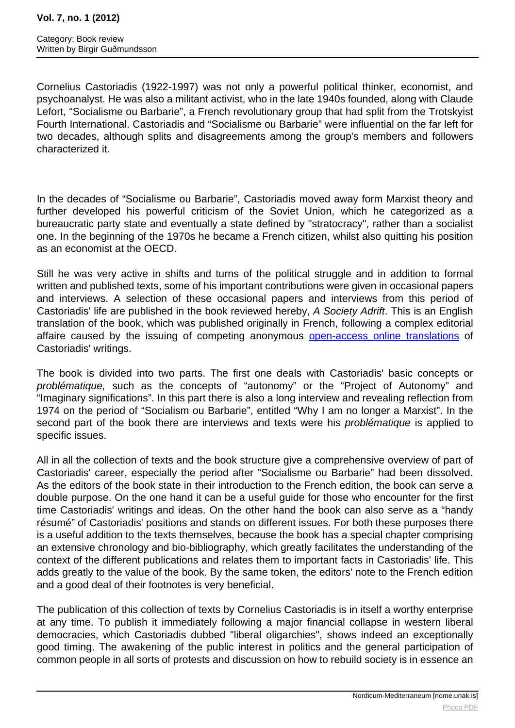Cornelius Castoriadis (1922-1997) was not only a powerful political thinker, economist, and psychoanalyst. He was also a militant activist, who in the late 1940s founded, along with Claude Lefort, “Socialisme ou Barbarie”, a French revolutionary group that had split from the Trotskyist Fourth International. Castoriadis and “Socialisme ou Barbarie” were influential on the far left for two decades, although splits and disagreements among the group's members and followers characterized it.

In the decades of “Socialisme ou Barbarie”, Castoriadis moved away form Marxist theory and further developed his powerful criticism of the Soviet Union, which he categorized as a bureaucratic party state and eventually a state defined by "stratocracy", rather than a socialist one. In the beginning of the 1970s he became a French citizen, whilst also quitting his position as an economist at the OECD.

Still he was very active in shifts and turns of the political struggle and in addition to formal written and published texts, some of his important contributions were given in occasional papers and interviews. A selection of these occasional papers and interviews from this period of Castoriadis' life are published in the book reviewed hereby, *A Society Adrift*. This is an English translation of the book, which was published originally in French, following a complex editorial affaire caused by the issuing of competing anonymous open-access online translations of Castoriadis' writings.

The book is divided into two parts. The first one deals with Castoriadis' basic concepts or *problématique,* such as the concepts of “autonomy” or the “Project of Autonomy” and “Imaginary significations”. In this part there is also a long interview and revealing reflection from 1974 on the period of “Socialism ou Barbarie”, entitled “Why I am no longer a Marxist”. In the second part of the book there are interviews and texts were his *problématique* is applied to specific issues.

All in all the collection of texts and the book structure give a comprehensive overview of part of Castoriadis' career, especially the period after “Socialisme ou Barbarie” had been dissolved. As the editors of the book state in their introduction to the French edition, the book can serve a double purpose. On the one hand it can be a useful guide for those who encounter for the first time Castoriadis' writings and ideas. On the other hand the book can also serve as a “handy résumé” of Castoriadis' positions and stands on different issues. For both these purposes there is a useful addition to the texts themselves, because the book has a special chapter comprising an extensive chronology and bio-bibliography, which greatly facilitates the understanding of the context of the different publications and relates them to important facts in Castoriadis' life. This adds greatly to the value of the book. By the same token, the editors' note to the French edition and a good deal of their footnotes is very beneficial.

The publication of this collection of texts by Cornelius Castoriadis is in itself a worthy enterprise at any time. To publish it immediately following a major financial collapse in western liberal democracies, which Castoriadis dubbed "liberal oligarchies", shows indeed an exceptionally good timing. The awakening of the public interest in politics and the general participation of common people in all sorts of protests and discussion on how to rebuild society is in essence an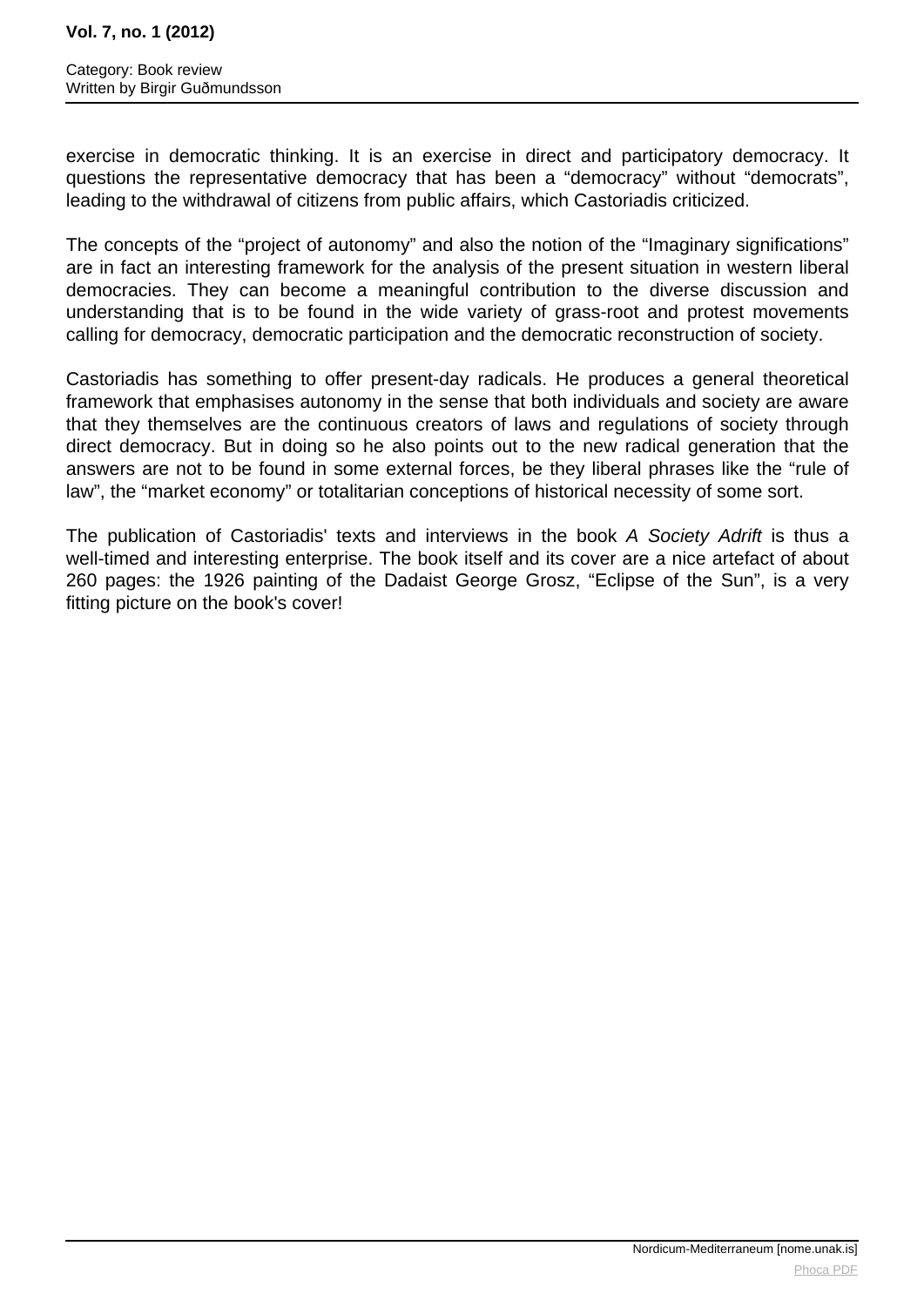exercise in democratic thinking. It is an exercise in direct and participatory democracy. It questions the representative democracy that has been a “democracy” without “democrats”, leading to the withdrawal of citizens from public affairs, which Castoriadis criticized.

The concepts of the “project of autonomy” and also the notion of the “Imaginary significations” are in fact an interesting framework for the analysis of the present situation in western liberal democracies. They can become a meaningful contribution to the diverse discussion and understanding that is to be found in the wide variety of grass-root and protest movements calling for democracy, democratic participation and the democratic reconstruction of society.

Castoriadis has something to offer present-day radicals. He produces a general theoretical framework that emphasises autonomy in the sense that both individuals and society are aware that they themselves are the continuous creators of laws and regulations of society through direct democracy. But in doing so he also points out to the new radical generation that the answers are not to be found in some external forces, be they liberal phrases like the “rule of law”, the “market economy” or totalitarian conceptions of historical necessity of some sort.

The publication of Castoriadis' texts and interviews in the book *A Society Adrift* is thus a well-timed and interesting enterprise. The book itself and its cover are a nice artefact of about 260 pages: the 1926 painting of the Dadaist George Grosz, “Eclipse of the Sun”, is a very fitting picture on the book's cover!